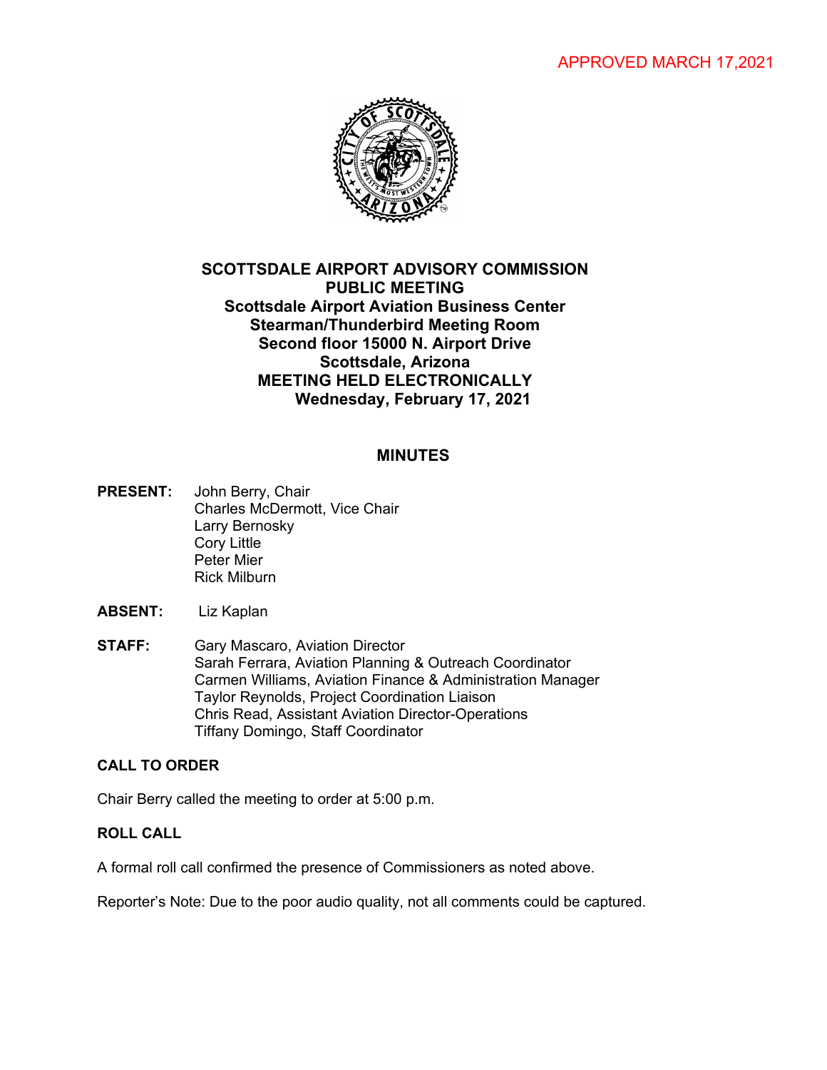APPROVED MARCH 17,2021

# SCOTTSDALE AIRPORT ADVISORY COMMISSION
## PUBLIC MEETING
## Scottsdale Airport Aviation Business Center
## Stearman/Thunderbird Meeting Room
## Second floor 15000 N. Airport Drive
## Scottsdale, Arizona
## MEETING HELD ELECTRONICALLY
## Wednesday, February 17, 2021

## MINUTES

**PRESENT:** John Berry, Chair
Charles McDermott, Vice Chair
Larry Bernosky
Cory Little
Peter Mier
Rick Milburn

**ABSENT:** Liz Kaplan

**STAFF:** Gary Mascaro, Aviation Director
Sarah Ferrara, Aviation Planning & Outreach Coordinator
Carmen Williams, Aviation Finance & Administration Manager
Taylor Reynolds, Project Coordination Liaison
Chris Read, Assistant Aviation Director-Operations
Tiffany Domingo, Staff Coordinator

### CALL TO ORDER

Chair Berry called the meeting to order at 5:00 p.m.

### ROLL CALL

A formal roll call confirmed the presence of Commissioners as noted above.

Reporter's Note: Due to the poor audio quality, not all comments could be captured.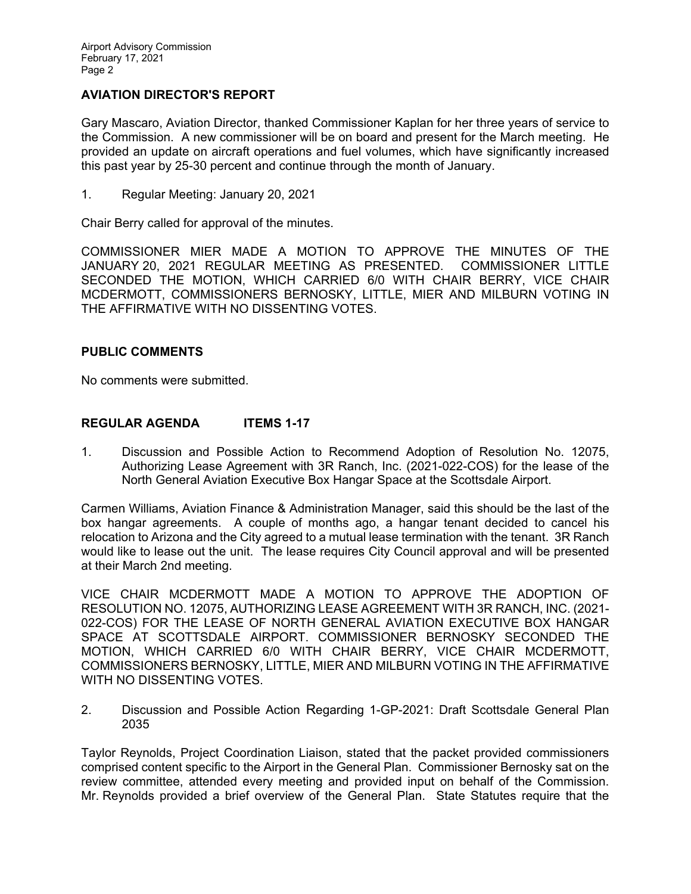## AVIATION DIRECTOR'S REPORT

Gary Mascaro, Aviation Director, thanked Commissioner Kaplan for her three years of service to the Commission. A new commissioner will be on board and present for the March meeting. He provided an update on aircraft operations and fuel volumes, which have significantly increased this past year by 25-30 percent and continue through the month of January.

1. Regular Meeting: January 20, 2021

Chair Berry called for approval of the minutes.

COMMISSIONER MIER MADE A MOTION TO APPROVE THE MINUTES OF THE JANUARY 20, 2021 REGULAR MEETING AS PRESENTED. COMMISSIONER LITTLE SECONDED THE MOTION, WHICH CARRIED 6/0 WITH CHAIR BERRY, VICE CHAIR MCDERMOTT, COMMISSIONERS BERNOSKY, LITTLE, MIER AND MILBURN VOTING IN THE AFFIRMATIVE WITH NO DISSENTING VOTES.

## PUBLIC COMMENTS

No comments were submitted.

## REGULAR AGENDA ITEMS 1-17

1. Discussion and Possible Action to Recommend Adoption of Resolution No. 12075, Authorizing Lease Agreement with 3R Ranch, Inc. (2021-022-COS) for the lease of the North General Aviation Executive Box Hangar Space at the Scottsdale Airport.

Carmen Williams, Aviation Finance & Administration Manager, said this should be the last of the box hangar agreements. A couple of months ago, a hangar tenant decided to cancel his relocation to Arizona and the City agreed to a mutual lease termination with the tenant. 3R Ranch would like to lease out the unit. The lease requires City Council approval and will be presented at their March 2nd meeting.

VICE CHAIR MCDERMOTT MADE A MOTION TO APPROVE THE ADOPTION OF RESOLUTION NO. 12075, AUTHORIZING LEASE AGREEMENT WITH 3R RANCH, INC. (2021-022-COS) FOR THE LEASE OF NORTH GENERAL AVIATION EXECUTIVE BOX HANGAR SPACE AT SCOTTSDALE AIRPORT. COMMISSIONER BERNOSKY SECONDED THE MOTION, WHICH CARRIED 6/0 WITH CHAIR BERRY, VICE CHAIR MCDERMOTT, COMMISSIONERS BERNOSKY, LITTLE, MIER AND MILBURN VOTING IN THE AFFIRMATIVE WITH NO DISSENTING VOTES.

2. Discussion and Possible Action Regarding 1-GP-2021: Draft Scottsdale General Plan 2035

Taylor Reynolds, Project Coordination Liaison, stated that the packet provided commissioners comprised content specific to the Airport in the General Plan. Commissioner Bernosky sat on the review committee, attended every meeting and provided input on behalf of the Commission. Mr. Reynolds provided a brief overview of the General Plan. State Statutes require that the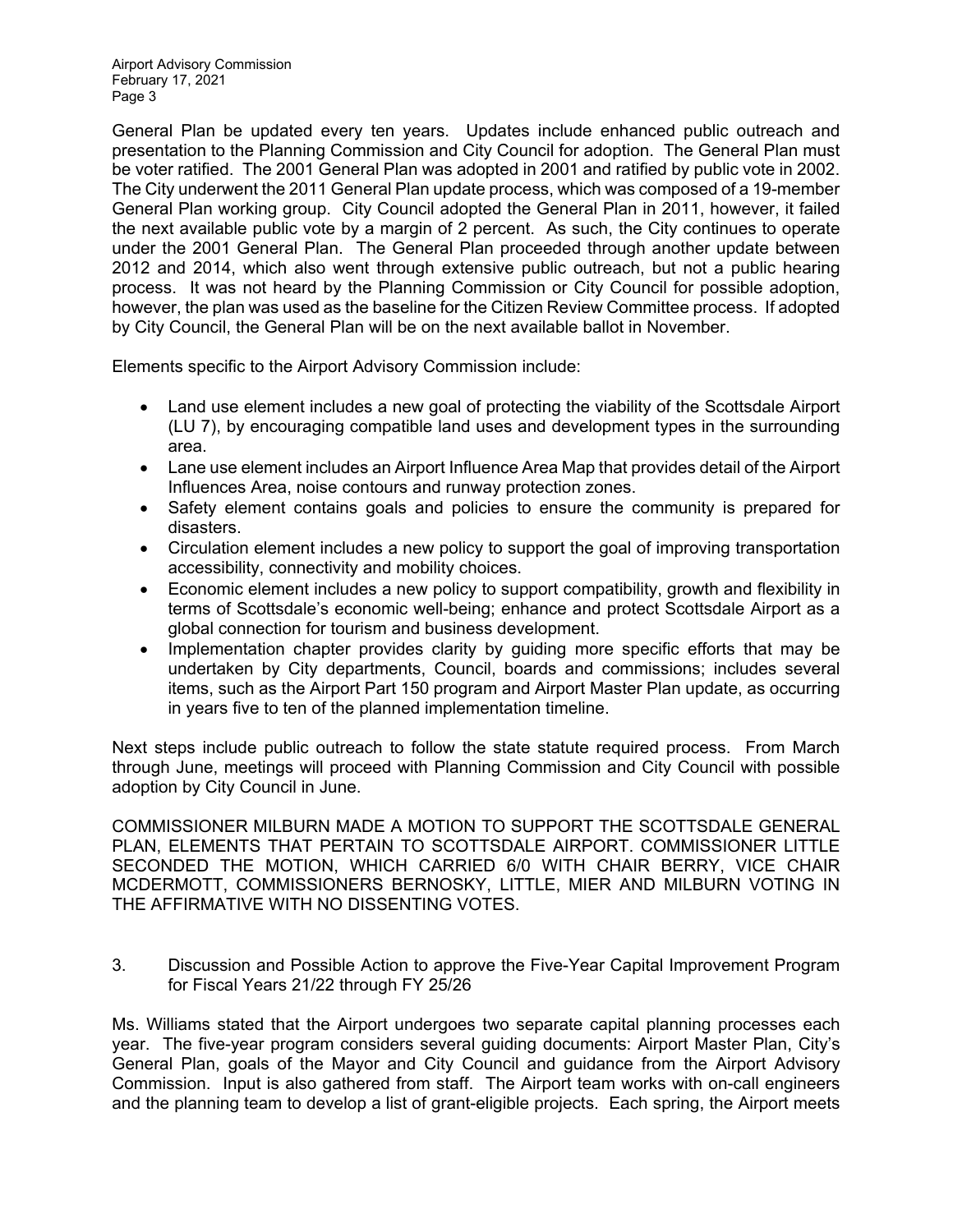General Plan be updated every ten years. Updates include enhanced public outreach and presentation to the Planning Commission and City Council for adoption. The General Plan must be voter ratified. The 2001 General Plan was adopted in 2001 and ratified by public vote in 2002. The City underwent the 2011 General Plan update process, which was composed of a 19-member General Plan working group. City Council adopted the General Plan in 2011, however, it failed the next available public vote by a margin of 2 percent. As such, the City continues to operate under the 2001 General Plan. The General Plan proceeded through another update between 2012 and 2014, which also went through extensive public outreach, but not a public hearing process. It was not heard by the Planning Commission or City Council for possible adoption, however, the plan was used as the baseline for the Citizen Review Committee process. If adopted by City Council, the General Plan will be on the next available ballot in November.

Elements specific to the Airport Advisory Commission include:

- Land use element includes a new goal of protecting the viability of the Scottsdale Airport (LU 7), by encouraging compatible land uses and development types in the surrounding area.
- Lane use element includes an Airport Influence Area Map that provides detail of the Airport Influences Area, noise contours and runway protection zones.
- Safety element contains goals and policies to ensure the community is prepared for disasters.
- Circulation element includes a new policy to support the goal of improving transportation accessibility, connectivity and mobility choices.
- Economic element includes a new policy to support compatibility, growth and flexibility in terms of Scottsdale's economic well-being; enhance and protect Scottsdale Airport as a global connection for tourism and business development.
- Implementation chapter provides clarity by guiding more specific efforts that may be undertaken by City departments, Council, boards and commissions; includes several items, such as the Airport Part 150 program and Airport Master Plan update, as occurring in years five to ten of the planned implementation timeline.

Next steps include public outreach to follow the state statute required process. From March through June, meetings will proceed with Planning Commission and City Council with possible adoption by City Council in June.

COMMISSIONER MILBURN MADE A MOTION TO SUPPORT THE SCOTTSDALE GENERAL PLAN, ELEMENTS THAT PERTAIN TO SCOTTSDALE AIRPORT. COMMISSIONER LITTLE SECONDED THE MOTION, WHICH CARRIED 6/0 WITH CHAIR BERRY, VICE CHAIR MCDERMOTT, COMMISSIONERS BERNOSKY, LITTLE, MIER AND MILBURN VOTING IN THE AFFIRMATIVE WITH NO DISSENTING VOTES.

3. Discussion and Possible Action to approve the Five-Year Capital Improvement Program for Fiscal Years 21/22 through FY 25/26

Ms. Williams stated that the Airport undergoes two separate capital planning processes each year. The five-year program considers several guiding documents: Airport Master Plan, City's General Plan, goals of the Mayor and City Council and guidance from the Airport Advisory Commission. Input is also gathered from staff. The Airport team works with on-call engineers and the planning team to develop a list of grant-eligible projects. Each spring, the Airport meets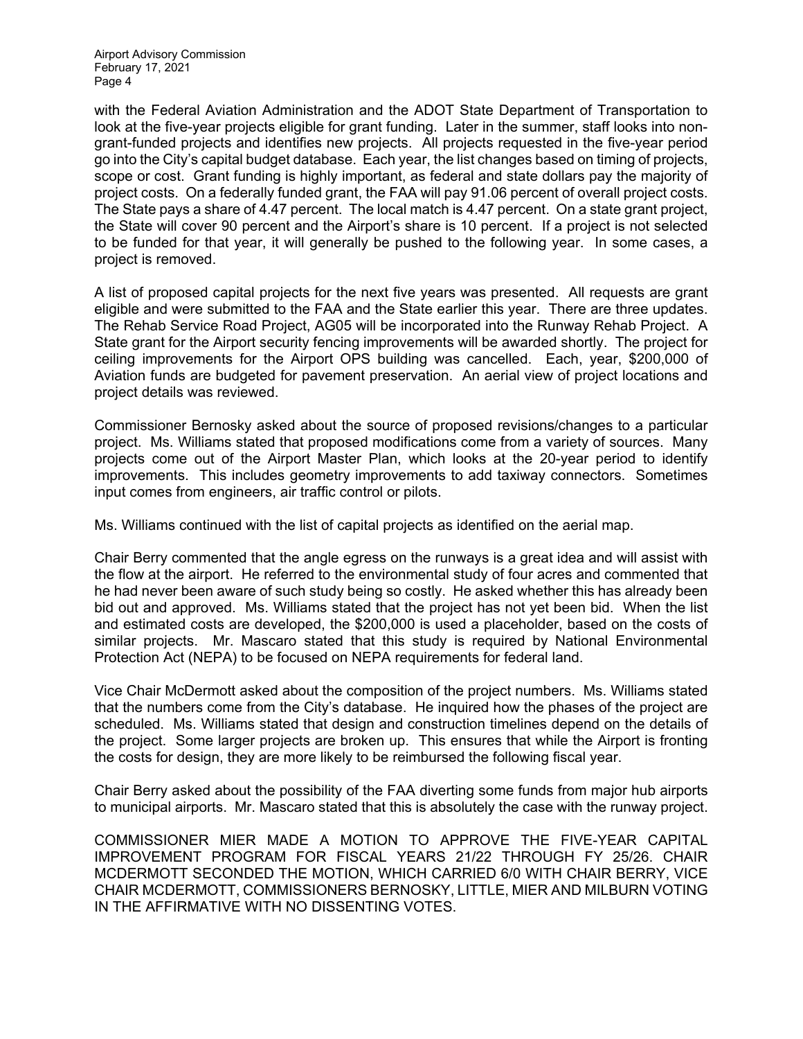with the Federal Aviation Administration and the ADOT State Department of Transportation to look at the five-year projects eligible for grant funding. Later in the summer, staff looks into non-grant-funded projects and identifies new projects. All projects requested in the five-year period go into the City's capital budget database. Each year, the list changes based on timing of projects, scope or cost. Grant funding is highly important, as federal and state dollars pay the majority of project costs. On a federally funded grant, the FAA will pay 91.06 percent of overall project costs. The State pays a share of 4.47 percent. The local match is 4.47 percent. On a state grant project, the State will cover 90 percent and the Airport's share is 10 percent. If a project is not selected to be funded for that year, it will generally be pushed to the following year. In some cases, a project is removed.

A list of proposed capital projects for the next five years was presented. All requests are grant eligible and were submitted to the FAA and the State earlier this year. There are three updates. The Rehab Service Road Project, AG05 will be incorporated into the Runway Rehab Project. A State grant for the Airport security fencing improvements will be awarded shortly. The project for ceiling improvements for the Airport OPS building was cancelled. Each, year, $200,000 of Aviation funds are budgeted for pavement preservation. An aerial view of project locations and project details was reviewed.

Commissioner Bernosky asked about the source of proposed revisions/changes to a particular project. Ms. Williams stated that proposed modifications come from a variety of sources. Many projects come out of the Airport Master Plan, which looks at the 20-year period to identify improvements. This includes geometry improvements to add taxiway connectors. Sometimes input comes from engineers, air traffic control or pilots.

Ms. Williams continued with the list of capital projects as identified on the aerial map.

Chair Berry commented that the angle egress on the runways is a great idea and will assist with the flow at the airport. He referred to the environmental study of four acres and commented that he had never been aware of such study being so costly. He asked whether this has already been bid out and approved. Ms. Williams stated that the project has not yet been bid. When the list and estimated costs are developed, the $200,000 is used a placeholder, based on the costs of similar projects. Mr. Mascaro stated that this study is required by National Environmental Protection Act (NEPA) to be focused on NEPA requirements for federal land.

Vice Chair McDermott asked about the composition of the project numbers. Ms. Williams stated that the numbers come from the City's database. He inquired how the phases of the project are scheduled. Ms. Williams stated that design and construction timelines depend on the details of the project. Some larger projects are broken up. This ensures that while the Airport is fronting the costs for design, they are more likely to be reimbursed the following fiscal year.

Chair Berry asked about the possibility of the FAA diverting some funds from major hub airports to municipal airports. Mr. Mascaro stated that this is absolutely the case with the runway project.

COMMISSIONER MIER MADE A MOTION TO APPROVE THE FIVE-YEAR CAPITAL IMPROVEMENT PROGRAM FOR FISCAL YEARS 21/22 THROUGH FY 25/26. CHAIR MCDERMOTT SECONDED THE MOTION, WHICH CARRIED 6/0 WITH CHAIR BERRY, VICE CHAIR MCDERMOTT, COMMISSIONERS BERNOSKY, LITTLE, MIER AND MILBURN VOTING IN THE AFFIRMATIVE WITH NO DISSENTING VOTES.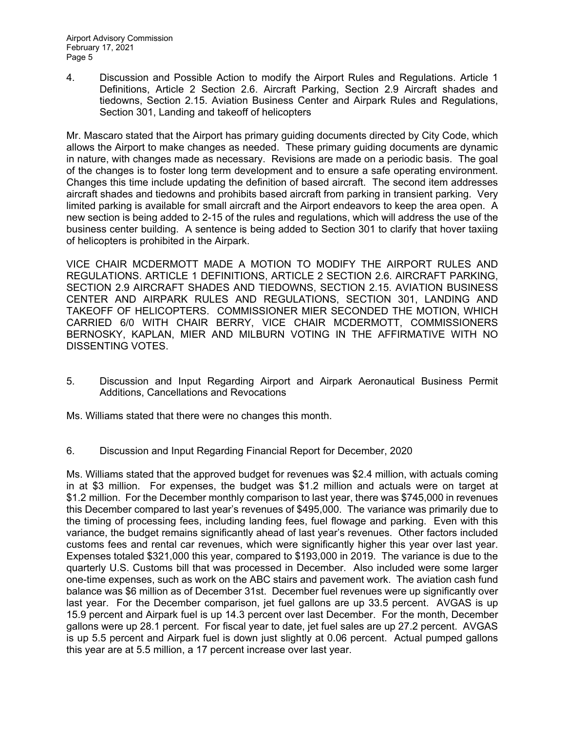4. Discussion and Possible Action to modify the Airport Rules and Regulations. Article 1 Definitions, Article 2 Section 2.6. Aircraft Parking, Section 2.9 Aircraft shades and tiedowns, Section 2.15. Aviation Business Center and Airpark Rules and Regulations, Section 301, Landing and takeoff of helicopters

Mr. Mascaro stated that the Airport has primary guiding documents directed by City Code, which allows the Airport to make changes as needed. These primary guiding documents are dynamic in nature, with changes made as necessary. Revisions are made on a periodic basis. The goal of the changes is to foster long term development and to ensure a safe operating environment. Changes this time include updating the definition of based aircraft. The second item addresses aircraft shades and tiedowns and prohibits based aircraft from parking in transient parking. Very limited parking is available for small aircraft and the Airport endeavors to keep the area open. A new section is being added to 2-15 of the rules and regulations, which will address the use of the business center building. A sentence is being added to Section 301 to clarify that hover taxiing of helicopters is prohibited in the Airpark.

VICE CHAIR MCDERMOTT MADE A MOTION TO MODIFY THE AIRPORT RULES AND REGULATIONS. ARTICLE 1 DEFINITIONS, ARTICLE 2 SECTION 2.6. AIRCRAFT PARKING, SECTION 2.9 AIRCRAFT SHADES AND TIEDOWNS, SECTION 2.15. AVIATION BUSINESS CENTER AND AIRPARK RULES AND REGULATIONS, SECTION 301, LANDING AND TAKEOFF OF HELICOPTERS. COMMISSIONER MIER SECONDED THE MOTION, WHICH CARRIED 6/0 WITH CHAIR BERRY, VICE CHAIR MCDERMOTT, COMMISSIONERS BERNOSKY, KAPLAN, MIER AND MILBURN VOTING IN THE AFFIRMATIVE WITH NO DISSENTING VOTES.

5. Discussion and Input Regarding Airport and Airpark Aeronautical Business Permit Additions, Cancellations and Revocations

Ms. Williams stated that there were no changes this month.

6. Discussion and Input Regarding Financial Report for December, 2020

Ms. Williams stated that the approved budget for revenues was $2.4 million, with actuals coming in at $3 million. For expenses, the budget was $1.2 million and actuals were on target at $1.2 million. For the December monthly comparison to last year, there was $745,000 in revenues this December compared to last year's revenues of $495,000. The variance was primarily due to the timing of processing fees, including landing fees, fuel flowage and parking. Even with this variance, the budget remains significantly ahead of last year's revenues. Other factors included customs fees and rental car revenues, which were significantly higher this year over last year. Expenses totaled $321,000 this year, compared to $193,000 in 2019. The variance is due to the quarterly U.S. Customs bill that was processed in December. Also included were some larger one-time expenses, such as work on the ABC stairs and pavement work. The aviation cash fund balance was $6 million as of December 31st. December fuel revenues were up significantly over last year. For the December comparison, jet fuel gallons are up 33.5 percent. AVGAS is up 15.9 percent and Airpark fuel is up 14.3 percent over last December. For the month, December gallons were up 28.1 percent. For fiscal year to date, jet fuel sales are up 27.2 percent. AVGAS is up 5.5 percent and Airpark fuel is down just slightly at 0.06 percent. Actual pumped gallons this year are at 5.5 million, a 17 percent increase over last year.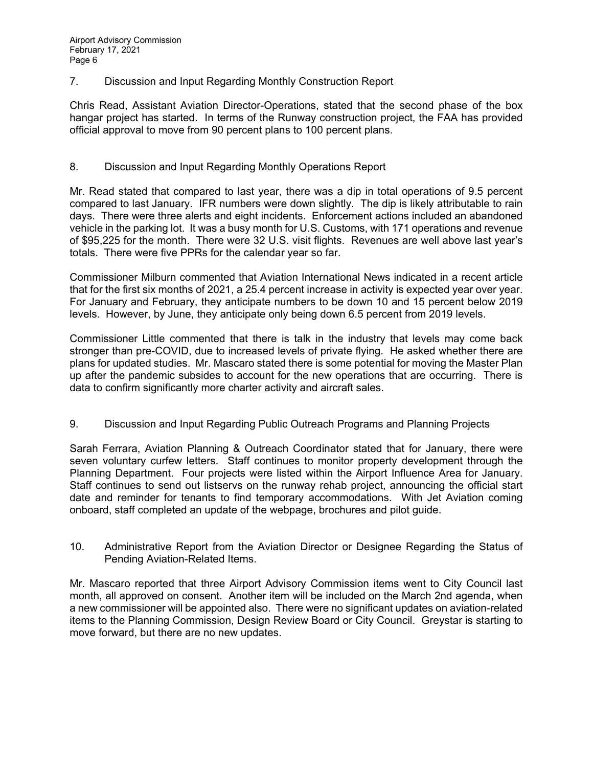7. Discussion and Input Regarding Monthly Construction Report

Chris Read, Assistant Aviation Director-Operations, stated that the second phase of the box hangar project has started. In terms of the Runway construction project, the FAA has provided official approval to move from 90 percent plans to 100 percent plans.

8. Discussion and Input Regarding Monthly Operations Report

Mr. Read stated that compared to last year, there was a dip in total operations of 9.5 percent compared to last January. IFR numbers were down slightly. The dip is likely attributable to rain days. There were three alerts and eight incidents. Enforcement actions included an abandoned vehicle in the parking lot. It was a busy month for U.S. Customs, with 171 operations and revenue of $95,225 for the month. There were 32 U.S. visit flights. Revenues are well above last year's totals. There were five PPRs for the calendar year so far.

Commissioner Milburn commented that Aviation International News indicated in a recent article that for the first six months of 2021, a 25.4 percent increase in activity is expected year over year. For January and February, they anticipate numbers to be down 10 and 15 percent below 2019 levels. However, by June, they anticipate only being down 6.5 percent from 2019 levels.

Commissioner Little commented that there is talk in the industry that levels may come back stronger than pre-COVID, due to increased levels of private flying. He asked whether there are plans for updated studies. Mr. Mascaro stated there is some potential for moving the Master Plan up after the pandemic subsides to account for the new operations that are occurring. There is data to confirm significantly more charter activity and aircraft sales.

9. Discussion and Input Regarding Public Outreach Programs and Planning Projects

Sarah Ferrara, Aviation Planning & Outreach Coordinator stated that for January, there were seven voluntary curfew letters. Staff continues to monitor property development through the Planning Department. Four projects were listed within the Airport Influence Area for January. Staff continues to send out listservs on the runway rehab project, announcing the official start date and reminder for tenants to find temporary accommodations. With Jet Aviation coming onboard, staff completed an update of the webpage, brochures and pilot guide.

10. Administrative Report from the Aviation Director or Designee Regarding the Status of Pending Aviation-Related Items.

Mr. Mascaro reported that three Airport Advisory Commission items went to City Council last month, all approved on consent. Another item will be included on the March 2nd agenda, when a new commissioner will be appointed also. There were no significant updates on aviation-related items to the Planning Commission, Design Review Board or City Council. Greystar is starting to move forward, but there are no new updates.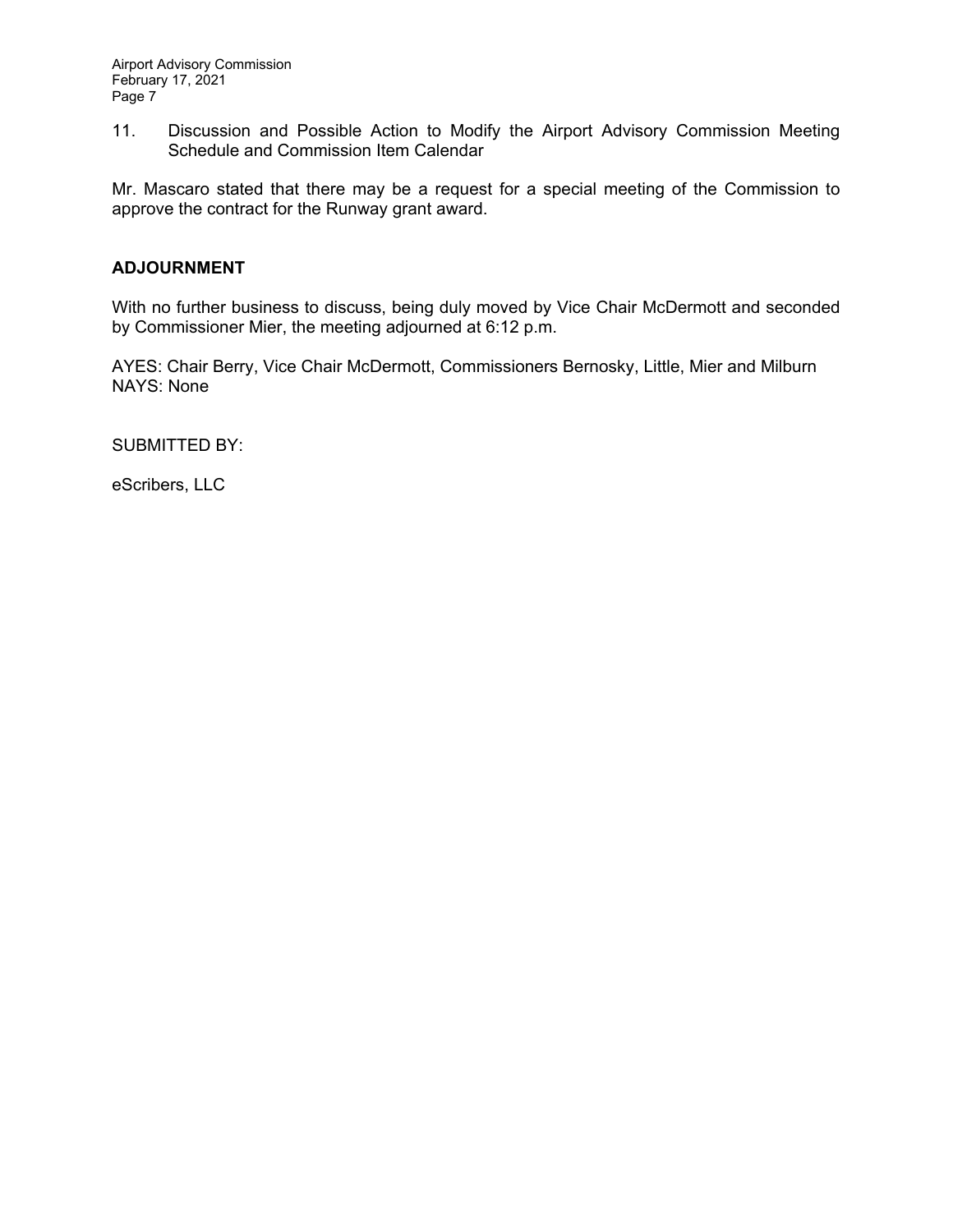11. Discussion and Possible Action to Modify the Airport Advisory Commission Meeting Schedule and Commission Item Calendar

Mr. Mascaro stated that there may be a request for a special meeting of the Commission to approve the contract for the Runway grant award.

## ADJOURNMENT

With no further business to discuss, being duly moved by Vice Chair McDermott and seconded by Commissioner Mier, the meeting adjourned at 6:12 p.m.

AYES: Chair Berry, Vice Chair McDermott, Commissioners Bernosky, Little, Mier and Milburn
NAYS: None

SUBMITTED BY:

eScribers, LLC